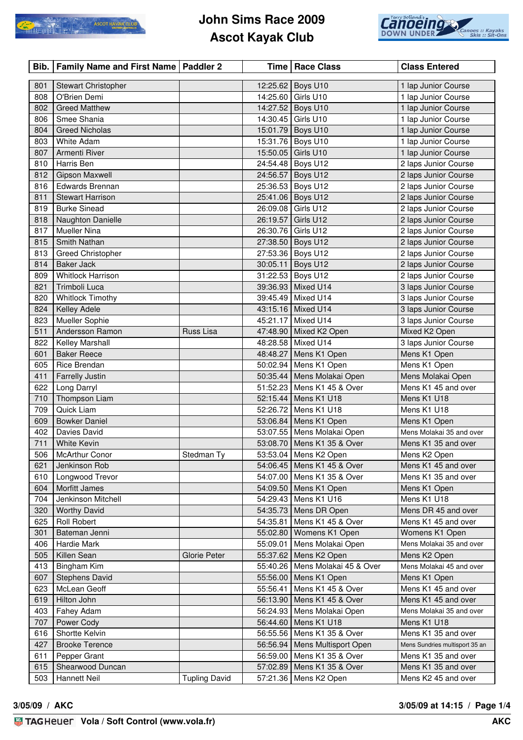# John Sims Race 2009
# Ascot Kayak Club

| Bib. | Family Name and First Name | Paddler 2 | Time | Race Class | Class Entered |
|---|---|---|---|---|---|
| 801 | Stewart Christopher | | 12:25.62 | Boys U10 | 1 lap Junior Course |
| 808 | O'Brien Demi | | 14:25.60 | Girls U10 | 1 lap Junior Course |
| 802 | Greed Matthew | | 14:27.52 | Boys U10 | 1 lap Junior Course |
| 806 | Smee Shania | | 14:30.45 | Girls U10 | 1 lap Junior Course |
| 804 | Greed Nicholas | | 15:01.79 | Boys U10 | 1 lap Junior Course |
| 803 | White Adam | | 15:31.76 | Boys U10 | 1 lap Junior Course |
| 807 | Armenti River | | 15:50.05 | Girls U10 | 1 lap Junior Course |
| 810 | Harris Ben | | 24:54.48 | Boys U12 | 2 laps Junior Course |
| 812 | Gipson Maxwell | | 24:56.57 | Boys U12 | 2 laps Junior Course |
| 816 | Edwards Brennan | | 25:36.53 | Boys U12 | 2 laps Junior Course |
| 811 | Stewart Harrison | | 25:41.06 | Boys U12 | 2 laps Junior Course |
| 819 | Burke Sinead | | 26:09.08 | Girls U12 | 2 laps Junior Course |
| 818 | Naughton Danielle | | 26:19.57 | Girls U12 | 2 laps Junior Course |
| 817 | Mueller Nina | | 26:30.76 | Girls U12 | 2 laps Junior Course |
| 815 | Smith Nathan | | 27:38.50 | Boys U12 | 2 laps Junior Course |
| 813 | Greed Christopher | | 27:53.36 | Boys U12 | 2 laps Junior Course |
| 814 | Baker Jack | | 30:05.11 | Boys U12 | 2 laps Junior Course |
| 809 | Whitlock Harrison | | 31:22.53 | Boys U12 | 2 laps Junior Course |
| 821 | Trimboli Luca | | 39:36.93 | Mixed U14 | 3 laps Junior Course |
| 820 | Whitlock Timothy | | 39:45.49 | Mixed U14 | 3 laps Junior Course |
| 824 | Kelley Adele | | 43:15.16 | Mixed U14 | 3 laps Junior Course |
| 823 | Mueller Sophie | | 45:21.17 | Mixed U14 | 3 laps Junior Course |
| 511 | Andersson Ramon | Russ Lisa | 47:48.90 | Mixed K2 Open | Mixed K2 Open |
| 822 | Kelley Marshall | | 48:28.58 | Mixed U14 | 3 laps Junior Course |
| 601 | Baker Reece | | 48:48.27 | Mens K1 Open | Mens K1 Open |
| 605 | Rice Brendan | | 50:02.94 | Mens K1 Open | Mens K1 Open |
| 411 | Farrelly Justin | | 50:35.44 | Mens Molakai Open | Mens Molakai Open |
| 622 | Long Darryl | | 51:52.23 | Mens K1 45 & Over | Mens K1 45 and over |
| 710 | Thompson Liam | | 52:15.44 | Mens K1 U18 | Mens K1 U18 |
| 709 | Quick Liam | | 52:26.72 | Mens K1 U18 | Mens K1 U18 |
| 609 | Bowker Daniel | | 53:06.84 | Mens K1 Open | Mens K1 Open |
| 402 | Davies David | | 53:07.55 | Mens Molakai Open | Mens Molakai 35 and over |
| 711 | White Kevin | | 53:08.70 | Mens K1 35 & Over | Mens K1 35 and over |
| 506 | McArthur Conor | Stedman Ty | 53:53.04 | Mens K2 Open | Mens K2 Open |
| 621 | Jenkinson Rob | | 54:06.45 | Mens K1 45 & Over | Mens K1 45 and over |
| 610 | Longwood Trevor | | 54:07.00 | Mens K1 35 & Over | Mens K1 35 and over |
| 604 | Morfitt James | | 54:09.50 | Mens K1 Open | Mens K1 Open |
| 704 | Jenkinson Mitchell | | 54:29.43 | Mens K1 U16 | Mens K1 U18 |
| 320 | Worthy David | | 54:35.73 | Mens DR Open | Mens DR 45 and over |
| 625 | Roll Robert | | 54:35.81 | Mens K1 45 & Over | Mens K1 45 and over |
| 301 | Bateman Jenni | | 55:02.80 | Womens K1 Open | Womens K1 Open |
| 406 | Hardie Mark | | 55:09.01 | Mens Molakai Open | Mens Molakai 35 and over |
| 505 | Killen Sean | Glorie Peter | 55:37.62 | Mens K2 Open | Mens K2 Open |
| 413 | Bingham Kim | | 55:40.26 | Mens Molakai 45 & Over | Mens Molakai 45 and over |
| 607 | Stephens David | | 55:56.00 | Mens K1 Open | Mens K1 Open |
| 623 | McLean Geoff | | 55:56.41 | Mens K1 45 & Over | Mens K1 45 and over |
| 619 | Hilton John | | 56:13.90 | Mens K1 45 & Over | Mens K1 45 and over |
| 403 | Fahey Adam | | 56:24.93 | Mens Molakai Open | Mens Molakai 35 and over |
| 707 | Power Cody | | 56:44.60 | Mens K1 U18 | Mens K1 U18 |
| 616 | Shortte Kelvin | | 56:55.56 | Mens K1 35 & Over | Mens K1 35 and over |
| 427 | Brooke Terence | | 56:56.94 | Mens Multisport Open | Mens Sundries multisport 35 an |
| 611 | Pepper Grant | | 56:59.00 | Mens K1 35 & Over | Mens K1 35 and over |
| 615 | Shearwood Duncan | | 57:02.89 | Mens K1 35 & Over | Mens K1 35 and over |
| 503 | Hannett Neil | Tupling David | 57:21.36 | Mens K2 Open | Mens K2 45 and over |

3/05/09 / AKC

3/05/09 at 14:15

TAG Heuer Vola / Soft Control (www.vola.fr)

AKC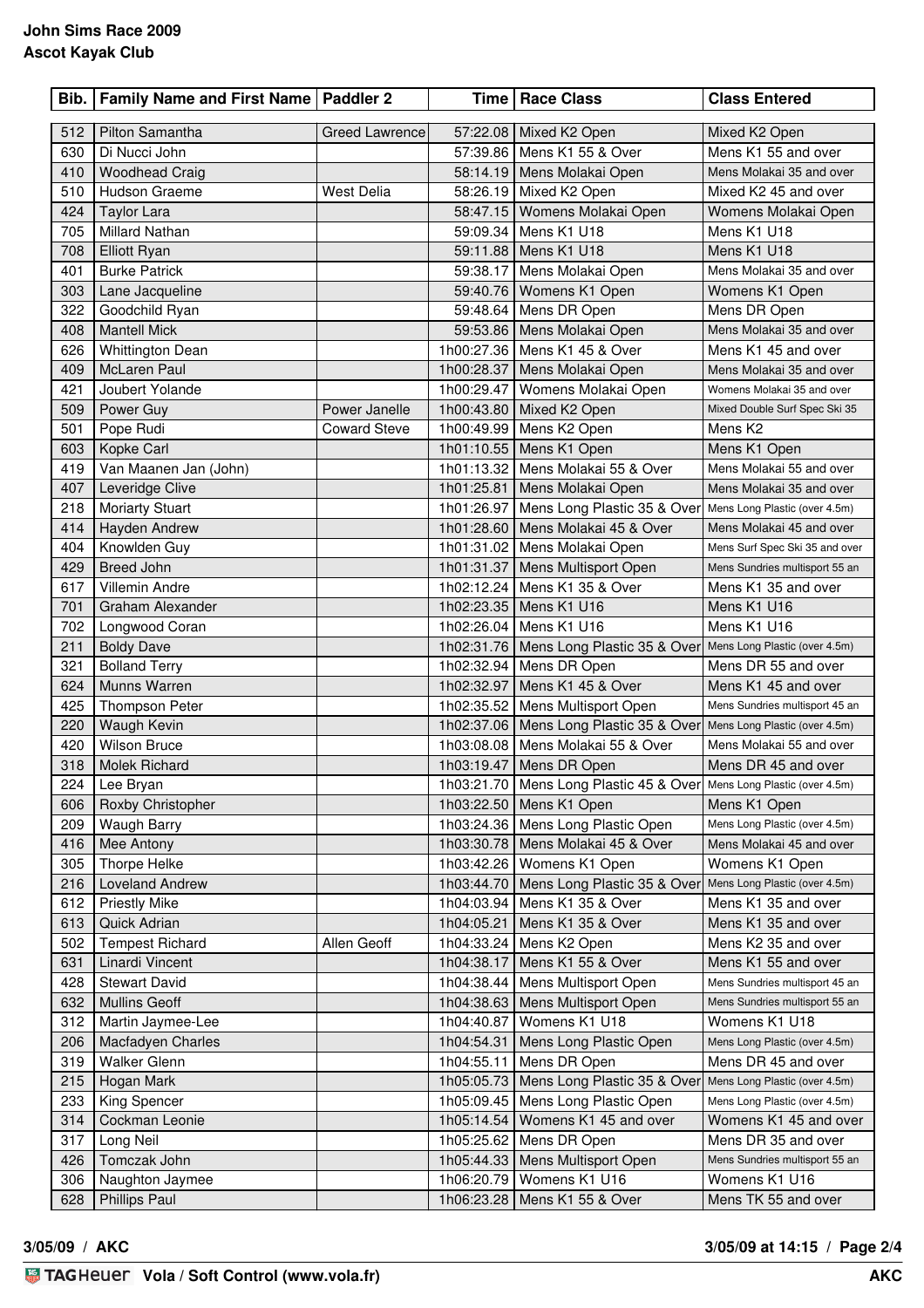**John Sims Race 2009**
**Ascot Kayak Club**

| Bib. | Family Name and First Name | Paddler 2 | Time | Race Class | Class Entered |
|---|---|---|---|---|---|
| 512 | Pilton Samantha | Greed Lawrence | 57:22.08 | Mixed K2 Open | Mixed K2 Open |
| 630 | Di Nucci John | | 57:39.86 | Mens K1 55 & Over | Mens K1 55 and over |
| 410 | Woodhead Craig | | 58:14.19 | Mens Molakai Open | Mens Molakai 35 and over |
| 510 | Hudson Graeme | West Delia | 58:26.19 | Mixed K2 Open | Mixed K2 45 and over |
| 424 | Taylor Lara | | 58:47.15 | Womens Molakai Open | Womens Molakai Open |
| 705 | Millard Nathan | | 59:09.34 | Mens K1 U18 | Mens K1 U18 |
| 708 | Elliott Ryan | | 59:11.88 | Mens K1 U18 | Mens K1 U18 |
| 401 | Burke Patrick | | 59:38.17 | Mens Molakai Open | Mens Molakai 35 and over |
| 303 | Lane Jacqueline | | 59:40.76 | Womens K1 Open | Womens K1 Open |
| 322 | Goodchild Ryan | | 59:48.64 | Mens DR Open | Mens DR Open |
| 408 | Mantell Mick | | 59:53.86 | Mens Molakai Open | Mens Molakai 35 and over |
| 626 | Whittington Dean | | 1h00:27.36 | Mens K1 45 & Over | Mens K1 45 and over |
| 409 | McLaren Paul | | 1h00:28.37 | Mens Molakai Open | Mens Molakai 35 and over |
| 421 | Joubert Yolande | | 1h00:29.47 | Womens Molakai Open | Womens Molakai 35 and over |
| 509 | Power Guy | Power Janelle | 1h00:43.80 | Mixed K2 Open | Mixed Double Surf Spec Ski 35 |
| 501 | Pope Rudi | Coward Steve | 1h00:49.99 | Mens K2 Open | Mens K2 |
| 603 | Kopke Carl | | 1h01:10.55 | Mens K1 Open | Mens K1 Open |
| 419 | Van Maanen Jan (John) | | 1h01:13.32 | Mens Molakai 55 & Over | Mens Molakai 55 and over |
| 407 | Leveridge Clive | | 1h01:25.81 | Mens Molakai Open | Mens Molakai 35 and over |
| 218 | Moriarty Stuart | | 1h01:26.97 | Mens Long Plastic 35 & Over | Mens Long Plastic (over 4.5m) |
| 414 | Hayden Andrew | | 1h01:28.60 | Mens Molakai 45 & Over | Mens Molakai 45 and over |
| 404 | Knowlden Guy | | 1h01:31.02 | Mens Molakai Open | Mens Surf Spec Ski 35 and over |
| 429 | Breed John | | 1h01:31.37 | Mens Multisport Open | Mens Sundries multisport 55 an |
| 617 | Villemin Andre | | 1h02:12.24 | Mens K1 35 & Over | Mens K1 35 and over |
| 701 | Graham Alexander | | 1h02:23.35 | Mens K1 U16 | Mens K1 U16 |
| 702 | Longwood Coran | | 1h02:26.04 | Mens K1 U16 | Mens K1 U16 |
| 211 | Boldy Dave | | 1h02:31.76 | Mens Long Plastic 35 & Over | Mens Long Plastic (over 4.5m) |
| 321 | Bolland Terry | | 1h02:32.94 | Mens DR Open | Mens DR 55 and over |
| 624 | Munns Warren | | 1h02:32.97 | Mens K1 45 & Over | Mens K1 45 and over |
| 425 | Thompson Peter | | 1h02:35.52 | Mens Multisport Open | Mens Sundries multisport 45 an |
| 220 | Waugh Kevin | | 1h02:37.06 | Mens Long Plastic 35 & Over | Mens Long Plastic (over 4.5m) |
| 420 | Wilson Bruce | | 1h03:08.08 | Mens Molakai 55 & Over | Mens Molakai 55 and over |
| 318 | Molek Richard | | 1h03:19.47 | Mens DR Open | Mens DR 45 and over |
| 224 | Lee Bryan | | 1h03:21.70 | Mens Long Plastic 45 & Over | Mens Long Plastic (over 4.5m) |
| 606 | Roxby Christopher | | 1h03:22.50 | Mens K1 Open | Mens K1 Open |
| 209 | Waugh Barry | | 1h03:24.36 | Mens Long Plastic Open | Mens Long Plastic (over 4.5m) |
| 416 | Mee Antony | | 1h03:30.78 | Mens Molakai 45 & Over | Mens Molakai 45 and over |
| 305 | Thorpe Helke | | 1h03:42.26 | Womens K1 Open | Womens K1 Open |
| 216 | Loveland Andrew | | 1h03:44.70 | Mens Long Plastic 35 & Over | Mens Long Plastic (over 4.5m) |
| 612 | Priestly Mike | | 1h04:03.94 | Mens K1 35 & Over | Mens K1 35 and over |
| 613 | Quick Adrian | | 1h04:05.21 | Mens K1 35 & Over | Mens K1 35 and over |
| 502 | Tempest Richard | Allen Geoff | 1h04:33.24 | Mens K2 Open | Mens K2 35 and over |
| 631 | Linardi Vincent | | 1h04:38.17 | Mens K1 55 & Over | Mens K1 55 and over |
| 428 | Stewart David | | 1h04:38.44 | Mens Multisport Open | Mens Sundries multisport 45 an |
| 632 | Mullins Geoff | | 1h04:38.63 | Mens Multisport Open | Mens Sundries multisport 55 an |
| 312 | Martin Jaymee-Lee | | 1h04:40.87 | Womens K1 U18 | Womens K1 U18 |
| 206 | Macfadyen Charles | | 1h04:54.31 | Mens Long Plastic Open | Mens Long Plastic (over 4.5m) |
| 319 | Walker Glenn | | 1h04:55.11 | Mens DR Open | Mens DR 45 and over |
| 215 | Hogan Mark | | 1h05:05.73 | Mens Long Plastic 35 & Over | Mens Long Plastic (over 4.5m) |
| 233 | King Spencer | | 1h05:09.45 | Mens Long Plastic Open | Mens Long Plastic (over 4.5m) |
| 314 | Cockman Leonie | | 1h05:14.54 | Womens K1 45 and over | Womens K1 45 and over |
| 317 | Long Neil | | 1h05:25.62 | Mens DR Open | Mens DR 35 and over |
| 426 | Tomczak John | | 1h05:44.33 | Mens Multisport Open | Mens Sundries multisport 55 an |
| 306 | Naughton Jaymee | | 1h06:20.79 | Womens K1 U16 | Womens K1 U16 |
| 628 | Phillips Paul | | 1h06:23.28 | Mens K1 55 & Over | Mens TK 55 and over |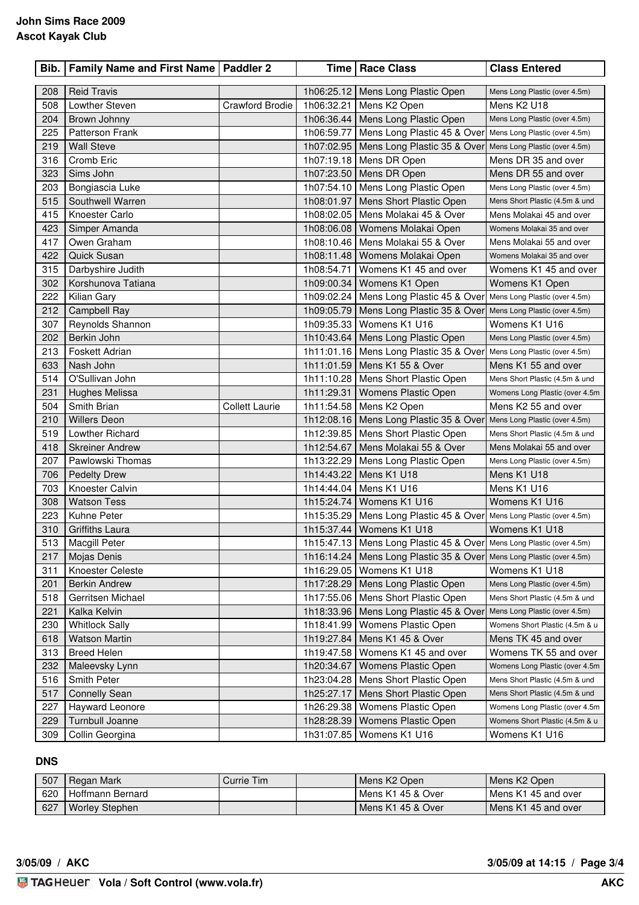**John Sims Race 2009**
**Ascot Kayak Club**

| Bib. | Family Name and First Name | Paddler 2 | Time | Race Class | Class Entered |
|---|---|---|---|---|---|
| 208 | Reid Travis | | 1h06:25.12 | Mens Long Plastic Open | Mens Long Plastic (over 4.5m) |
| 508 | Lowther Steven | Crawford Brodie | 1h06:32.21 | Mens K2 Open | Mens K2 U18 |
| 204 | Brown Johnny | | 1h06:36.44 | Mens Long Plastic Open | Mens Long Plastic (over 4.5m) |
| 225 | Patterson Frank | | 1h06:59.77 | Mens Long Plastic 45 & Over | Mens Long Plastic (over 4.5m) |
| 219 | Wall Steve | | 1h07:02.95 | Mens Long Plastic 35 & Over | Mens Long Plastic (over 4.5m) |
| 316 | Cromb Eric | | 1h07:19.18 | Mens DR Open | Mens DR 35 and over |
| 323 | Sims John | | 1h07:23.50 | Mens DR Open | Mens DR 55 and over |
| 203 | Bongiascia Luke | | 1h07:54.10 | Mens Long Plastic Open | Mens Long Plastic (over 4.5m) |
| 515 | Southwell Warren | | 1h08:01.97 | Mens Short Plastic Open | Mens Short Plastic (4.5m & und |
| 415 | Knoester Carlo | | 1h08:02.05 | Mens Molakai 45 & Over | Mens Molakai 45 and over |
| 423 | Simper Amanda | | 1h08:06.08 | Womens Molakai Open | Womens Molakai 35 and over |
| 417 | Owen Graham | | 1h08:10.46 | Mens Molakai 55 & Over | Mens Molakai 55 and over |
| 422 | Quick Susan | | 1h08:11.48 | Womens Molakai Open | Womens Molakai 35 and over |
| 315 | Darbyshire Judith | | 1h08:54.71 | Womens K1 45 and over | Womens K1 45 and over |
| 302 | Korshunova Tatiana | | 1h09:00.34 | Womens K1 Open | Womens K1 Open |
| 222 | Kilian Gary | | 1h09:02.24 | Mens Long Plastic 45 & Over | Mens Long Plastic (over 4.5m) |
| 212 | Campbell Ray | | 1h09:05.79 | Mens Long Plastic 35 & Over | Mens Long Plastic (over 4.5m) |
| 307 | Reynolds Shannon | | 1h09:35.33 | Womens K1 U16 | Womens K1 U16 |
| 202 | Berkin John | | 1h10:43.64 | Mens Long Plastic Open | Mens Long Plastic (over 4.5m) |
| 213 | Foskett Adrian | | 1h11:01.16 | Mens Long Plastic 35 & Over | Mens Long Plastic (over 4.5m) |
| 633 | Nash John | | 1h11:01.59 | Mens K1 55 & Over | Mens K1 55 and over |
| 514 | O'Sullivan John | | 1h11:10.28 | Mens Short Plastic Open | Mens Short Plastic (4.5m & und |
| 231 | Hughes Melissa | | 1h11:29.31 | Womens Plastic Open | Womens Long Plastic (over 4.5m |
| 504 | Smith Brian | Collett Laurie | 1h11:54.58 | Mens K2 Open | Mens K2 55 and over |
| 210 | Willers Deon | | 1h12:08.16 | Mens Long Plastic 35 & Over | Mens Long Plastic (over 4.5m) |
| 519 | Lowther Richard | | 1h12:39.85 | Mens Short Plastic Open | Mens Short Plastic (4.5m & und |
| 418 | Skreiner Andrew | | 1h12:54.67 | Mens Molakai 55 & Over | Mens Molakai 55 and over |
| 207 | Pawlowski Thomas | | 1h13:22.29 | Mens Long Plastic Open | Mens Long Plastic (over 4.5m) |
| 706 | Pedelty Drew | | 1h14:43.22 | Mens K1 U18 | Mens K1 U18 |
| 703 | Knoester Calvin | | 1h14:44.04 | Mens K1 U16 | Mens K1 U16 |
| 308 | Watson Tess | | 1h15:24.74 | Womens K1 U16 | Womens K1 U16 |
| 223 | Kuhne Peter | | 1h15:35.29 | Mens Long Plastic 45 & Over | Mens Long Plastic (over 4.5m) |
| 310 | Griffiths Laura | | 1h15:37.44 | Womens K1 U18 | Womens K1 U18 |
| 513 | Macgill Peter | | 1h15:47.13 | Mens Long Plastic 45 & Over | Mens Long Plastic (over 4.5m) |
| 217 | Mojas Denis | | 1h16:14.24 | Mens Long Plastic 35 & Over | Mens Long Plastic (over 4.5m) |
| 311 | Knoester Celeste | | 1h16:29.05 | Womens K1 U18 | Womens K1 U18 |
| 201 | Berkin Andrew | | 1h17:28.29 | Mens Long Plastic Open | Mens Long Plastic (over 4.5m) |
| 518 | Gerritsen Michael | | 1h17:55.06 | Mens Short Plastic Open | Mens Short Plastic (4.5m & und |
| 221 | Kalka Kelvin | | 1h18:33.96 | Mens Long Plastic 45 & Over | Mens Long Plastic (over 4.5m) |
| 230 | Whitlock Sally | | 1h18:41.99 | Womens Plastic Open | Womens Short Plastic (4.5m & u |
| 618 | Watson Martin | | 1h19:27.84 | Mens K1 45 & Over | Mens TK 45 and over |
| 313 | Breed Helen | | 1h19:47.58 | Womens K1 45 and over | Womens TK 55 and over |
| 232 | Maleevsky Lynn | | 1h20:34.67 | Womens Plastic Open | Womens Long Plastic (over 4.5m |
| 516 | Smith Peter | | 1h23:04.28 | Mens Short Plastic Open | Mens Short Plastic (4.5m & und |
| 517 | Connelly Sean | | 1h25:27.17 | Mens Short Plastic Open | Mens Short Plastic (4.5m & und |
| 227 | Hayward Leonore | | 1h26:29.38 | Womens Plastic Open | Womens Long Plastic (over 4.5m |
| 229 | Turnbull Joanne | | 1h28:28.39 | Womens Plastic Open | Womens Short Plastic (4.5m & u |
| 309 | Collin Georgina | | 1h31:07.85 | Womens K1 U16 | Womens K1 U16 |

**DNS**

| Bib. | Family Name and First Name | Paddler 2 | Time | Race Class | Class Entered |
|---|---|---|---|---|---|
| 507 | Regan Mark | Currie Tim | | Mens K2 Open | Mens K2 Open |
| 620 | Hoffmann Bernard | | | Mens K1 45 & Over | Mens K1 45 and over |
| 627 | Worley Stephen | | | Mens K1 45 & Over | Mens K1 45 and over |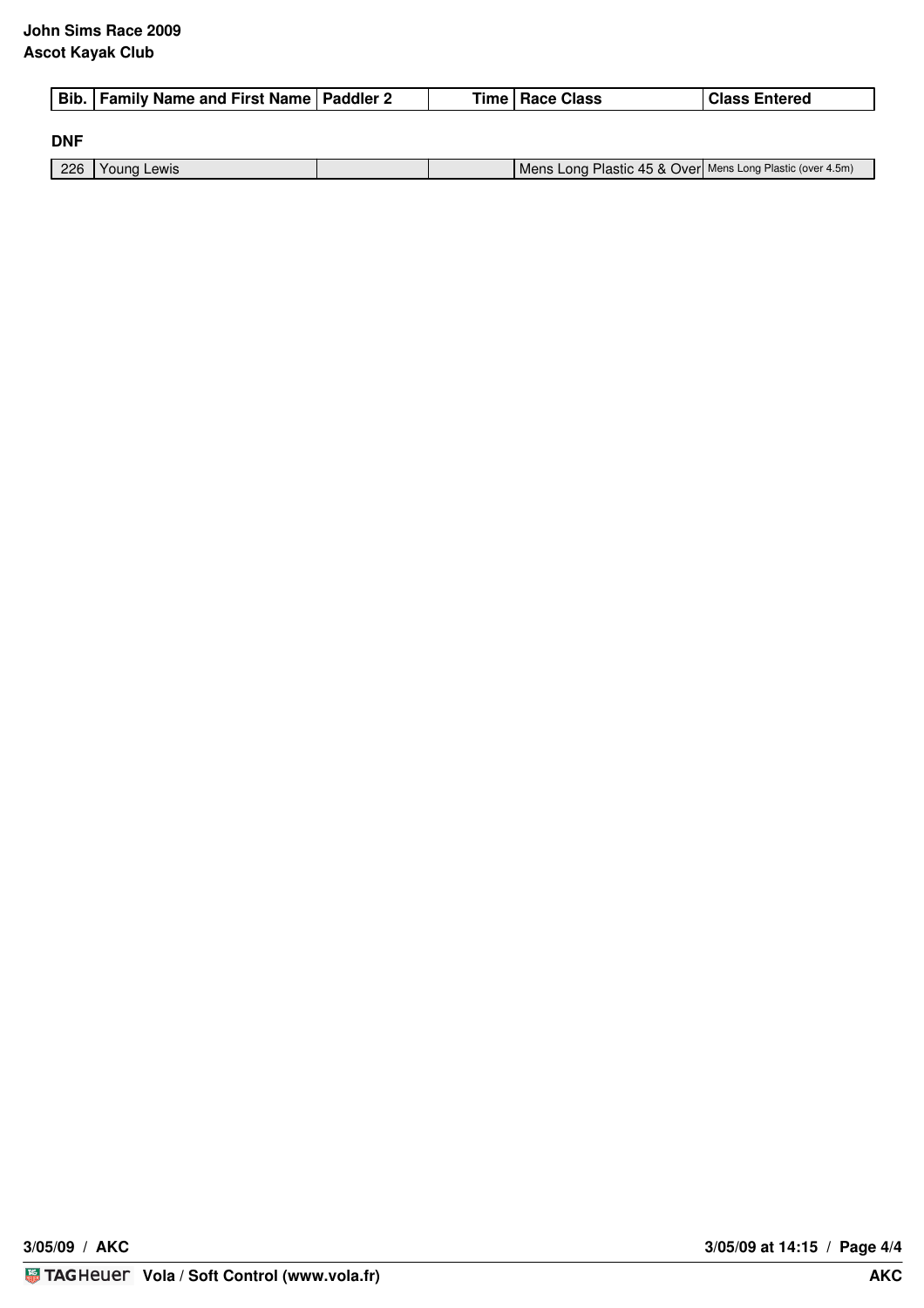**John Sims Race 2009**
**Ascot Kayak Club**

| Bib. | Family Name and First Name | Paddler 2 | Time | Race Class | Class Entered |
|---|---|---|---|---|---|
| **DNF** | | | | | |
| 226 | Young Lewis | | | Mens Long Plastic 45 & Over | Mens Long Plastic (over 4.5m) |